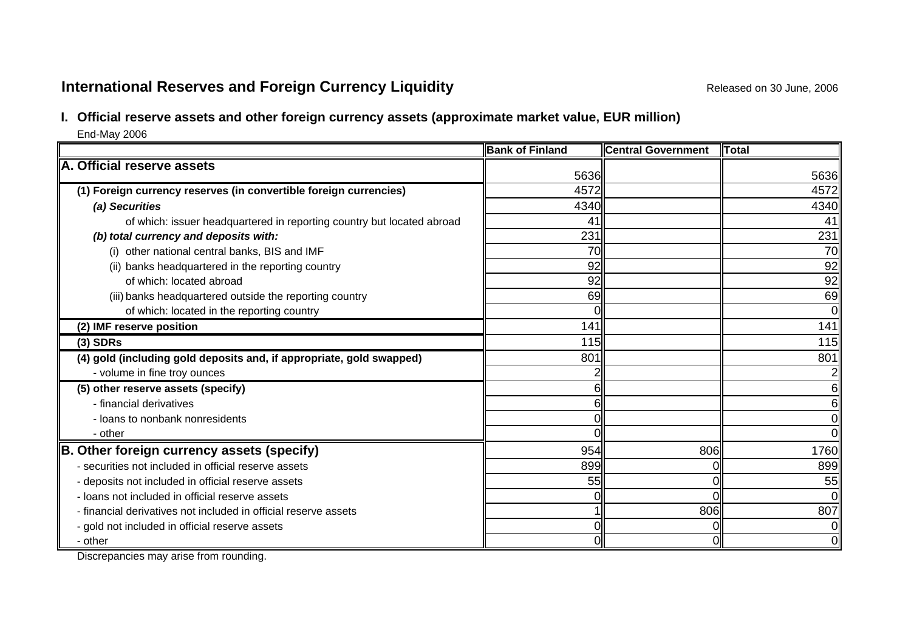# International Reserves and Foreign Currency Liquidity

Released on 30 June, 2006

## I. Official reserve assets and other foreign currency assets (approximate market value, EUR million)

End-May 2006

| | Bank of Finland | Central Government | Total |
|---|---|---|---|
| **A. Official reserve assets** | 5636 | | 5636 |
| **(1) Foreign currency reserves (in convertible foreign currencies)** | 4572 | | 4572 |
| ***(a) Securities*** | 4340 | | 4340 |
| of which: issuer headquartered in reporting country but located abroad | 41 | | 41 |
| ***(b) total currency and deposits with:*** | 231 | | 231 |
| (i) other national central banks, BIS and IMF | 70 | | 70 |
| (ii) banks headquartered in the reporting country | 92 | | 92 |
| of which: located abroad | 92 | | 92 |
| (iii) banks headquartered outside the reporting country | 69 | | 69 |
| of which: located in the reporting country | 0 | | 0 |
| **(2) IMF reserve position** | 141 | | 141 |
| **(3) SDRs** | 115 | | 115 |
| **(4) gold (including gold deposits and, if appropriate, gold swapped)** | 801 | | 801 |
| - volume in fine troy ounces | 2 | | 2 |
| **(5) other reserve assets (specify)** | 6 | | 6 |
| - financial derivatives | 6 | | 6 |
| - loans to nonbank nonresidents | 0 | | 0 |
| - other | 0 | | 0 |
| **B. Other foreign currency assets (specify)** | 954 | 806 | 1760 |
| - securities not included in official reserve assets | 899 | 0 | 899 |
| - deposits not included in official reserve assets | 55 | 0 | 55 |
| - loans not included in official reserve assets | 0 | 0 | 0 |
| - financial derivatives not included in official reserve assets | 1 | 806 | 807 |
| - gold not included in official reserve assets | 0 | 0 | 0 |
| - other | 0 | 0 | 0 |

Discrepancies may arise from rounding.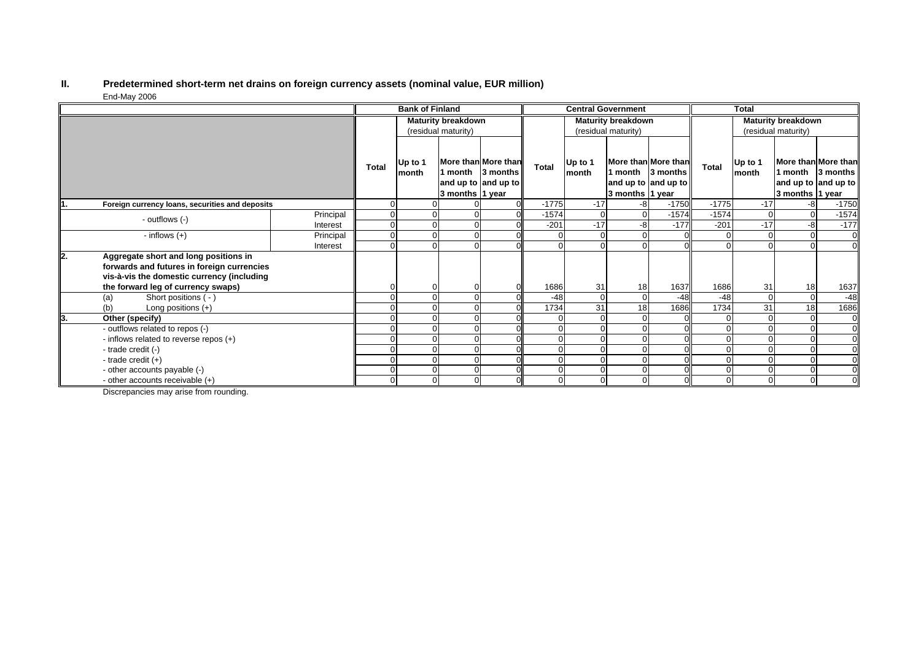## II. Predetermined short-term net drains on foreign currency assets (nominal value, EUR million)

End-May 2006

| | | Bank of Finland | | | | Central Government | | | | Total | | | |
|---|---|---|---|---|---|---|---|---|---|---|---|---|---|
| | | Total | Maturity breakdown (residual maturity) | | | Total | Maturity breakdown (residual maturity) | | | Total | Maturity breakdown (residual maturity) | | |
| | | | Up to 1 month | More than 1 month and up to 3 months | More than 3 months and up to 1 year | | Up to 1 month | More than 1 month and up to 3 months | More than 3 months and up to 1 year | | Up to 1 month | More than 1 month and up to 3 months | More than 3 months and up to 1 year |
| **1. Foreign currency loans, securities and deposits** | | 0 | 0 | 0 | 0 | -1775 | -17 | -8 | -1750 | -1775 | -17 | -8 | -1750 |
| - outflows (-) | Principal | 0 | 0 | 0 | 0 | -1574 | 0 | 0 | -1574 | -1574 | 0 | 0 | -1574 |
| | Interest | 0 | 0 | 0 | 0 | -201 | -17 | -8 | -177 | -201 | -17 | -8 | -177 |
| - inflows (+) | Principal | 0 | 0 | 0 | 0 | 0 | 0 | 0 | 0 | 0 | 0 | 0 | 0 |
| | Interest | 0 | 0 | 0 | 0 | 0 | 0 | 0 | 0 | 0 | 0 | 0 | 0 |
| **2. Aggregate short and long positions in forwards and futures in foreign currencies vis-à-vis the domestic currency (including the forward leg of currency swaps)** | | 0 | 0 | 0 | 0 | 1686 | 31 | 18 | 1637 | 1686 | 31 | 18 | 1637 |
| (a) Short positions ( - ) | | 0 | 0 | 0 | 0 | -48 | 0 | 0 | -48 | -48 | 0 | 0 | -48 |
| (b) Long positions (+) | | 0 | 0 | 0 | 0 | 1734 | 31 | 18 | 1686 | 1734 | 31 | 18 | 1686 |
| **3. Other (specify)** | | 0 | 0 | 0 | 0 | 0 | 0 | 0 | 0 | 0 | 0 | 0 | 0 |
| - outflows related to repos (-) | | 0 | 0 | 0 | 0 | 0 | 0 | 0 | 0 | 0 | 0 | 0 | 0 |
| - inflows related to reverse repos (+) | | 0 | 0 | 0 | 0 | 0 | 0 | 0 | 0 | 0 | 0 | 0 | 0 |
| - trade credit (-) | | 0 | 0 | 0 | 0 | 0 | 0 | 0 | 0 | 0 | 0 | 0 | 0 |
| - trade credit (+) | | 0 | 0 | 0 | 0 | 0 | 0 | 0 | 0 | 0 | 0 | 0 | 0 |
| - other accounts payable (-) | | 0 | 0 | 0 | 0 | 0 | 0 | 0 | 0 | 0 | 0 | 0 | 0 |
| - other accounts receivable (+) | | 0 | 0 | 0 | 0 | 0 | 0 | 0 | 0 | 0 | 0 | 0 | 0 |

Discrepancies may arise from rounding.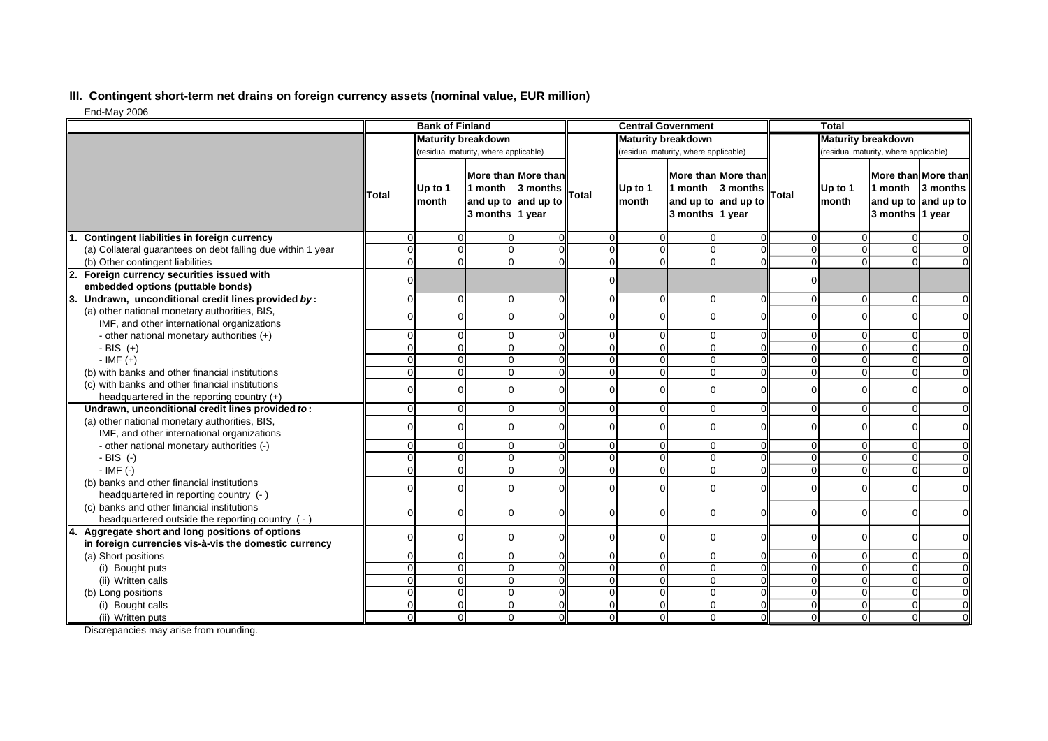### III. Contingent short-term net drains on foreign currency assets (nominal value, EUR million)

End-May 2006

| | Bank of Finland | | | | Central Government | | | | Total | | | |
|---|---|---|---|---|---|---|---|---|---|---|---|---|
| | | Maturity breakdown (residual maturity, where applicable) | | | | Maturity breakdown (residual maturity, where applicable) | | | | Maturity breakdown (residual maturity, where applicable) | | |
| | **Total** | **Up to 1 month** | **More than 1 month and up to 3 months** | **More than 3 months and up to 1 year** | **Total** | **Up to 1 month** | **More than 1 month and up to 3 months** | **More than 3 months and up to 1 year** | **Total** | **Up to 1 month** | **More than 1 month and up to 3 months** | **More than 3 months and up to 1 year** |
| **1. Contingent liabilities in foreign currency** | 0 | 0 | 0 | 0 | 0 | 0 | 0 | 0 | 0 | 0 | 0 | 0 |
| (a) Collateral guarantees on debt falling due within 1 year | 0 | 0 | 0 | 0 | 0 | 0 | 0 | 0 | 0 | 0 | 0 | 0 |
| (b) Other contingent liabilities | 0 | 0 | 0 | 0 | 0 | 0 | 0 | 0 | 0 | 0 | 0 | 0 |
| **2. Foreign currency securities issued with embedded options (puttable bonds)** | 0 | | | | 0 | | | | 0 | | | |
| **3. Undrawn, unconditional credit lines provided *by*:** | 0 | 0 | 0 | 0 | 0 | 0 | 0 | 0 | 0 | 0 | 0 | 0 |
| (a) other national monetary authorities, BIS, IMF, and other international organizations | 0 | 0 | 0 | 0 | 0 | 0 | 0 | 0 | 0 | 0 | 0 | 0 |
| - other national monetary authorities (+) | 0 | 0 | 0 | 0 | 0 | 0 | 0 | 0 | 0 | 0 | 0 | 0 |
| - BIS (+) | 0 | 0 | 0 | 0 | 0 | 0 | 0 | 0 | 0 | 0 | 0 | 0 |
| - IMF (+) | 0 | 0 | 0 | 0 | 0 | 0 | 0 | 0 | 0 | 0 | 0 | 0 |
| (b) with banks and other financial institutions | 0 | 0 | 0 | 0 | 0 | 0 | 0 | 0 | 0 | 0 | 0 | 0 |
| (c) with banks and other financial institutions headquartered in the reporting country (+) | 0 | 0 | 0 | 0 | 0 | 0 | 0 | 0 | 0 | 0 | 0 | 0 |
| **Undrawn, unconditional credit lines provided *to*:** | 0 | 0 | 0 | 0 | 0 | 0 | 0 | 0 | 0 | 0 | 0 | 0 |
| (a) other national monetary authorities, BIS, IMF, and other international organizations | 0 | 0 | 0 | 0 | 0 | 0 | 0 | 0 | 0 | 0 | 0 | 0 |
| - other national monetary authorities (-) | 0 | 0 | 0 | 0 | 0 | 0 | 0 | 0 | 0 | 0 | 0 | 0 |
| - BIS (-) | 0 | 0 | 0 | 0 | 0 | 0 | 0 | 0 | 0 | 0 | 0 | 0 |
| - IMF (-) | 0 | 0 | 0 | 0 | 0 | 0 | 0 | 0 | 0 | 0 | 0 | 0 |
| (b) banks and other financial institutions headquartered in reporting country (-) | 0 | 0 | 0 | 0 | 0 | 0 | 0 | 0 | 0 | 0 | 0 | 0 |
| (c) banks and other financial institutions headquartered outside the reporting country (-) | 0 | 0 | 0 | 0 | 0 | 0 | 0 | 0 | 0 | 0 | 0 | 0 |
| **4. Aggregate short and long positions of options in foreign currencies vis-à-vis the domestic currency** | 0 | 0 | 0 | 0 | 0 | 0 | 0 | 0 | 0 | 0 | 0 | 0 |
| (a) Short positions | 0 | 0 | 0 | 0 | 0 | 0 | 0 | 0 | 0 | 0 | 0 | 0 |
| (i) Bought puts | 0 | 0 | 0 | 0 | 0 | 0 | 0 | 0 | 0 | 0 | 0 | 0 |
| (ii) Written calls | 0 | 0 | 0 | 0 | 0 | 0 | 0 | 0 | 0 | 0 | 0 | 0 |
| (b) Long positions | 0 | 0 | 0 | 0 | 0 | 0 | 0 | 0 | 0 | 0 | 0 | 0 |
| (i) Bought calls | 0 | 0 | 0 | 0 | 0 | 0 | 0 | 0 | 0 | 0 | 0 | 0 |
| (ii) Written puts | 0 | 0 | 0 | 0 | 0 | 0 | 0 | 0 | 0 | 0 | 0 | 0 |

Discrepancies may arise from rounding.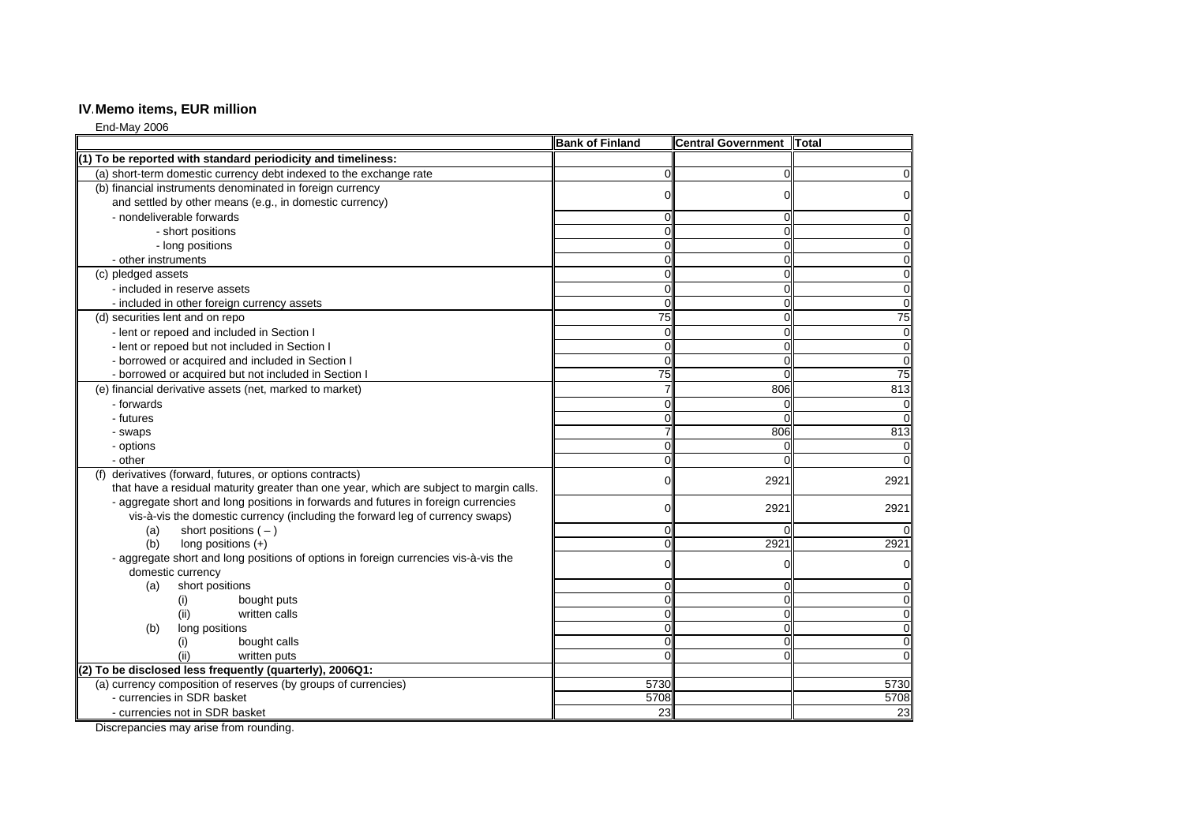## IV. Memo items, EUR million

End-May 2006

| | Bank of Finland | Central Government | Total |
|---|---|---|---|
| **(1) To be reported with standard periodicity and timeliness:** | | | |
| (a) short-term domestic currency debt indexed to the exchange rate | 0 | 0 | 0 |
| (b) financial instruments denominated in foreign currency and settled by other means (e.g., in domestic currency) | 0 | 0 | 0 |
| - nondeliverable forwards | 0 | 0 | 0 |
| - short positions | 0 | 0 | 0 |
| - long positions | 0 | 0 | 0 |
| - other instruments | 0 | 0 | 0 |
| (c) pledged assets | 0 | 0 | 0 |
| - included in reserve assets | 0 | 0 | 0 |
| - included in other foreign currency assets | 0 | 0 | 0 |
| (d) securities lent and on repo | 75 | 0 | 75 |
| - lent or repoed and included in Section I | 0 | 0 | 0 |
| - lent or repoed but not included in Section I | 0 | 0 | 0 |
| - borrowed or acquired and included in Section I | 0 | 0 | 0 |
| - borrowed or acquired but not included in Section I | 75 | 0 | 75 |
| (e) financial derivative assets (net, marked to market) | 7 | 806 | 813 |
| - forwards | 0 | 0 | 0 |
| - futures | 0 | 0 | 0 |
| - swaps | 7 | 806 | 813 |
| - options | 0 | 0 | 0 |
| - other | 0 | 0 | 0 |
| (f) derivatives (forward, futures, or options contracts) that have a residual maturity greater than one year, which are subject to margin calls. | 0 | 2921 | 2921 |
| - aggregate short and long positions in forwards and futures in foreign currencies vis-à-vis the domestic currency (including the forward leg of currency swaps) | 0 | 2921 | 2921 |
| (a) short positions ( – ) | 0 | 0 | 0 |
| (b) long positions (+) | 0 | 2921 | 2921 |
| - aggregate short and long positions of options in foreign currencies vis-à-vis the domestic currency | 0 | 0 | 0 |
| (a) short positions | 0 | 0 | 0 |
| (i) bought puts | 0 | 0 | 0 |
| (ii) written calls | 0 | 0 | 0 |
| (b) long positions | 0 | 0 | 0 |
| (i) bought calls | 0 | 0 | 0 |
| (ii) written puts | 0 | 0 | 0 |
| **(2) To be disclosed less frequently (quarterly), 2006Q1:** | | | |
| (a) currency composition of reserves (by groups of currencies) | 5730 | | 5730 |
| - currencies in SDR basket | 5708 | | 5708 |
| - currencies not in SDR basket | 23 | | 23 |

Discrepancies may arise from rounding.